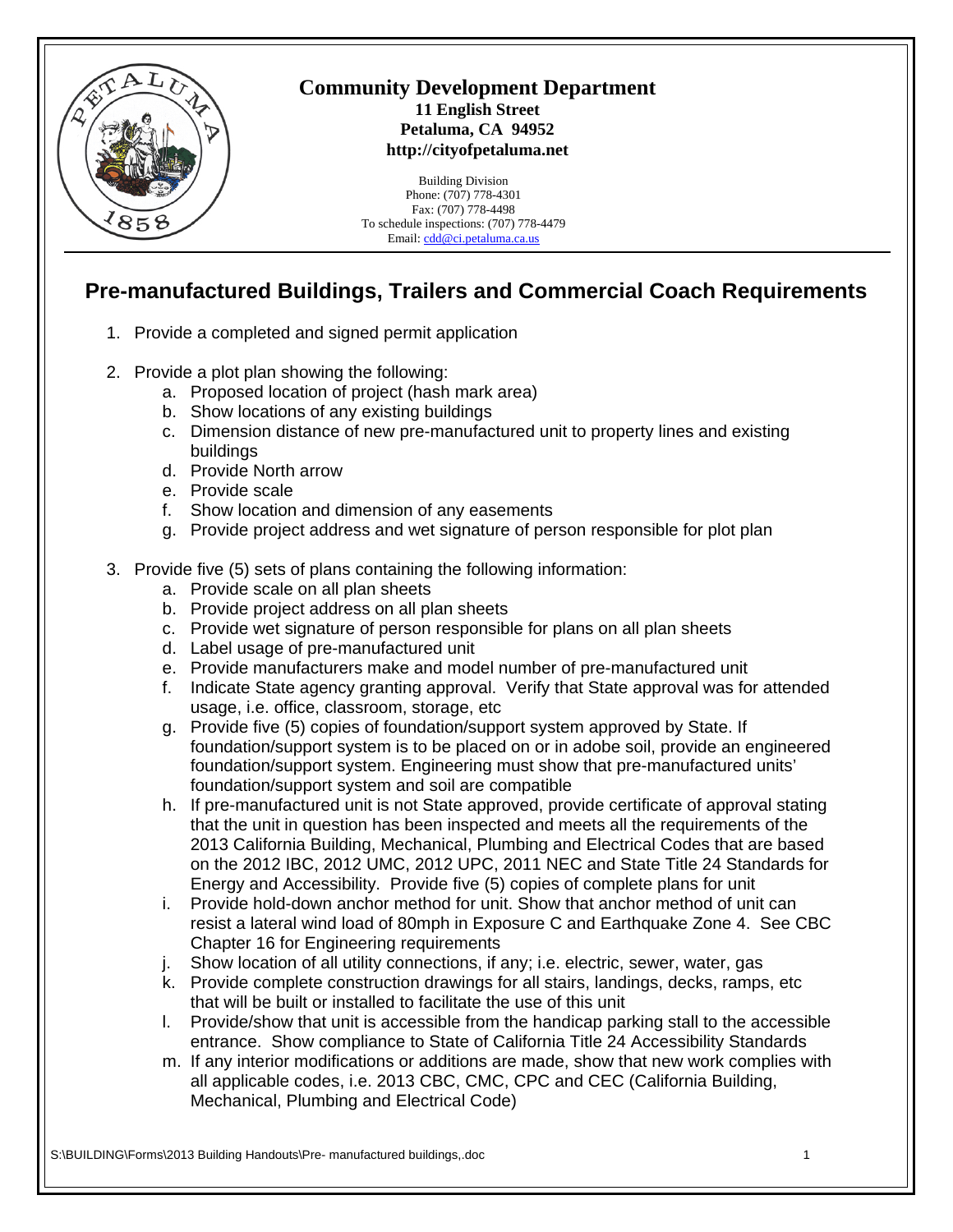**Community Development Department**
**11 English Street**
**Petaluma, CA 94952**
**http://cityofpetaluma.net**

Building Division
Phone: (707) 778-4301
Fax: (707) 778-4498
To schedule inspections: (707) 778-4479
Email: cdd@ci.petaluma.ca.us

# Pre-manufactured Buildings, Trailers and Commercial Coach Requirements

1. Provide a completed and signed permit application

2. Provide a plot plan showing the following:
   a. Proposed location of project (hash mark area)
   b. Show locations of any existing buildings
   c. Dimension distance of new pre-manufactured unit to property lines and existing buildings
   d. Provide North arrow
   e. Provide scale
   f. Show location and dimension of any easements
   g. Provide project address and wet signature of person responsible for plot plan

3. Provide five (5) sets of plans containing the following information:
   a. Provide scale on all plan sheets
   b. Provide project address on all plan sheets
   c. Provide wet signature of person responsible for plans on all plan sheets
   d. Label usage of pre-manufactured unit
   e. Provide manufacturers make and model number of pre-manufactured unit
   f. Indicate State agency granting approval. Verify that State approval was for attended usage, i.e. office, classroom, storage, etc
   g. Provide five (5) copies of foundation/support system approved by State. If foundation/support system is to be placed on or in adobe soil, provide an engineered foundation/support system. Engineering must show that pre-manufactured units' foundation/support system and soil are compatible
   h. If pre-manufactured unit is not State approved, provide certificate of approval stating that the unit in question has been inspected and meets all the requirements of the 2013 California Building, Mechanical, Plumbing and Electrical Codes that are based on the 2012 IBC, 2012 UMC, 2012 UPC, 2011 NEC and State Title 24 Standards for Energy and Accessibility. Provide five (5) copies of complete plans for unit
   i. Provide hold-down anchor method for unit. Show that anchor method of unit can resist a lateral wind load of 80mph in Exposure C and Earthquake Zone 4. See CBC Chapter 16 for Engineering requirements
   j. Show location of all utility connections, if any; i.e. electric, sewer, water, gas
   k. Provide complete construction drawings for all stairs, landings, decks, ramps, etc that will be built or installed to facilitate the use of this unit
   l. Provide/show that unit is accessible from the handicap parking stall to the accessible entrance. Show compliance to State of California Title 24 Accessibility Standards
   m. If any interior modifications or additions are made, show that new work complies with all applicable codes, i.e. 2013 CBC, CMC, CPC and CEC (California Building, Mechanical, Plumbing and Electrical Code)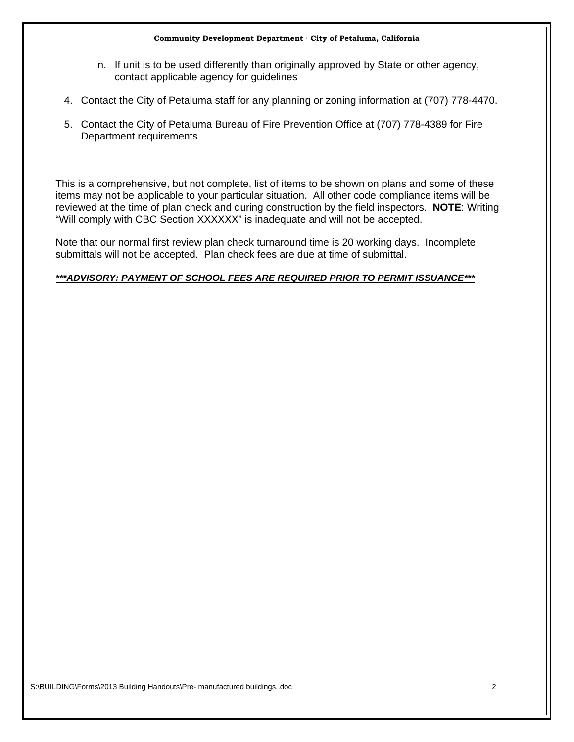n. If unit is to be used differently than originally approved by State or other agency, contact applicable agency for guidelines

4. Contact the City of Petaluma staff for any planning or zoning information at (707) 778-4470.

5. Contact the City of Petaluma Bureau of Fire Prevention Office at (707) 778-4389 for Fire Department requirements

This is a comprehensive, but not complete, list of items to be shown on plans and some of these items may not be applicable to your particular situation. All other code compliance items will be reviewed at the time of plan check and during construction by the field inspectors. **NOTE**: Writing "Will comply with CBC Section XXXXXX" is inadequate and will not be accepted.

Note that our normal first review plan check turnaround time is 20 working days. Incomplete submittals will not be accepted. Plan check fees are due at time of submittal.

***<u>***ADVISORY: PAYMENT OF SCHOOL FEES ARE REQUIRED PRIOR TO PERMIT ISSUANCE***</u>***